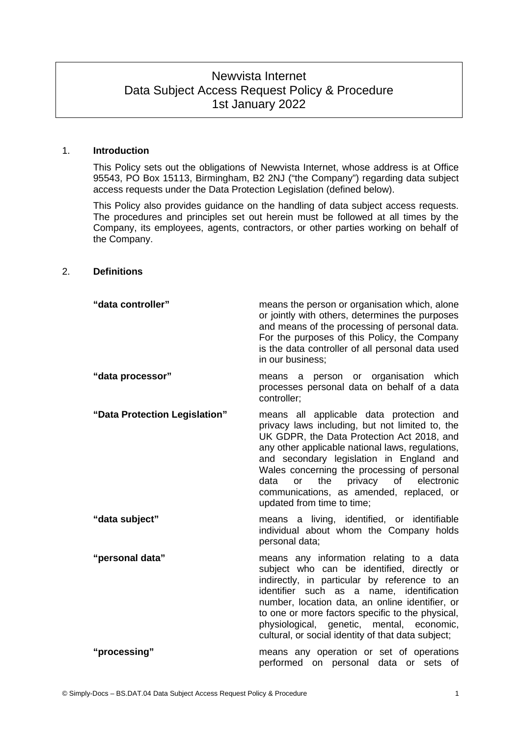# Newvista Internet
# Data Subject Access Request Policy & Procedure
# 1st January 2022

## 1. Introduction

This Policy sets out the obligations of Newvista Internet, whose address is at Office 95543, PO Box 15113, Birmingham, B2 2NJ ("the Company") regarding data subject access requests under the Data Protection Legislation (defined below).

This Policy also provides guidance on the handling of data subject access requests. The procedures and principles set out herein must be followed at all times by the Company, its employees, agents, contractors, or other parties working on behalf of the Company.

## 2. Definitions

| | |
|---|---|
| **"data controller"** | means the person or organisation which, alone or jointly with others, determines the purposes and means of the processing of personal data. For the purposes of this Policy, the Company is the data controller of all personal data used in our business; |
| **"data processor"** | means a person or organisation which processes personal data on behalf of a data controller; |
| **"Data Protection Legislation"** | means all applicable data protection and privacy laws including, but not limited to, the UK GDPR, the Data Protection Act 2018, and any other applicable national laws, regulations, and secondary legislation in England and Wales concerning the processing of personal data or the privacy of electronic communications, as amended, replaced, or updated from time to time; |
| **"data subject"** | means a living, identified, or identifiable individual about whom the Company holds personal data; |
| **"personal data"** | means any information relating to a data subject who can be identified, directly or indirectly, in particular by reference to an identifier such as a name, identification number, location data, an online identifier, or to one or more factors specific to the physical, physiological, genetic, mental, economic, cultural, or social identity of that data subject; |
| **"processing"** | means any operation or set of operations performed on personal data or sets of |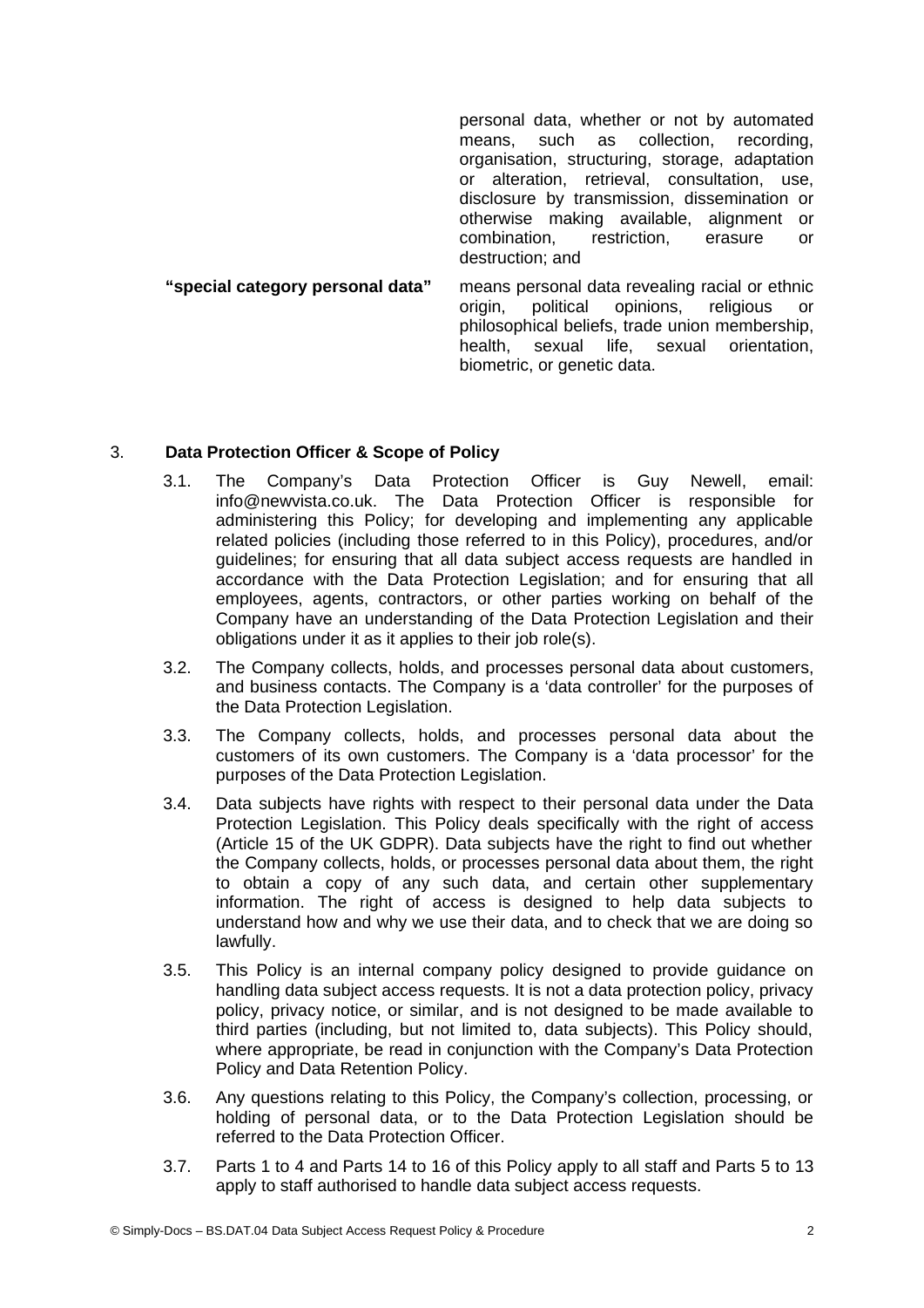personal data, whether or not by automated means, such as collection, recording, organisation, structuring, storage, adaptation or alteration, retrieval, consultation, use, disclosure by transmission, dissemination or otherwise making available, alignment or combination, restriction, erasure or destruction; and

**"special category personal data"** means personal data revealing racial or ethnic origin, political opinions, religious or philosophical beliefs, trade union membership, health, sexual life, sexual orientation, biometric, or genetic data.

## 3. Data Protection Officer & Scope of Policy

3.1. The Company's Data Protection Officer is Guy Newell, email: info@newvista.co.uk. The Data Protection Officer is responsible for administering this Policy; for developing and implementing any applicable related policies (including those referred to in this Policy), procedures, and/or guidelines; for ensuring that all data subject access requests are handled in accordance with the Data Protection Legislation; and for ensuring that all employees, agents, contractors, or other parties working on behalf of the Company have an understanding of the Data Protection Legislation and their obligations under it as it applies to their job role(s).

3.2. The Company collects, holds, and processes personal data about customers, and business contacts. The Company is a 'data controller' for the purposes of the Data Protection Legislation.

3.3. The Company collects, holds, and processes personal data about the customers of its own customers. The Company is a 'data processor' for the purposes of the Data Protection Legislation.

3.4. Data subjects have rights with respect to their personal data under the Data Protection Legislation. This Policy deals specifically with the right of access (Article 15 of the UK GDPR). Data subjects have the right to find out whether the Company collects, holds, or processes personal data about them, the right to obtain a copy of any such data, and certain other supplementary information. The right of access is designed to help data subjects to understand how and why we use their data, and to check that we are doing so lawfully.

3.5. This Policy is an internal company policy designed to provide guidance on handling data subject access requests. It is not a data protection policy, privacy policy, privacy notice, or similar, and is not designed to be made available to third parties (including, but not limited to, data subjects). This Policy should, where appropriate, be read in conjunction with the Company's Data Protection Policy and Data Retention Policy.

3.6. Any questions relating to this Policy, the Company's collection, processing, or holding of personal data, or to the Data Protection Legislation should be referred to the Data Protection Officer.

3.7. Parts 1 to 4 and Parts 14 to 16 of this Policy apply to all staff and Parts 5 to 13 apply to staff authorised to handle data subject access requests.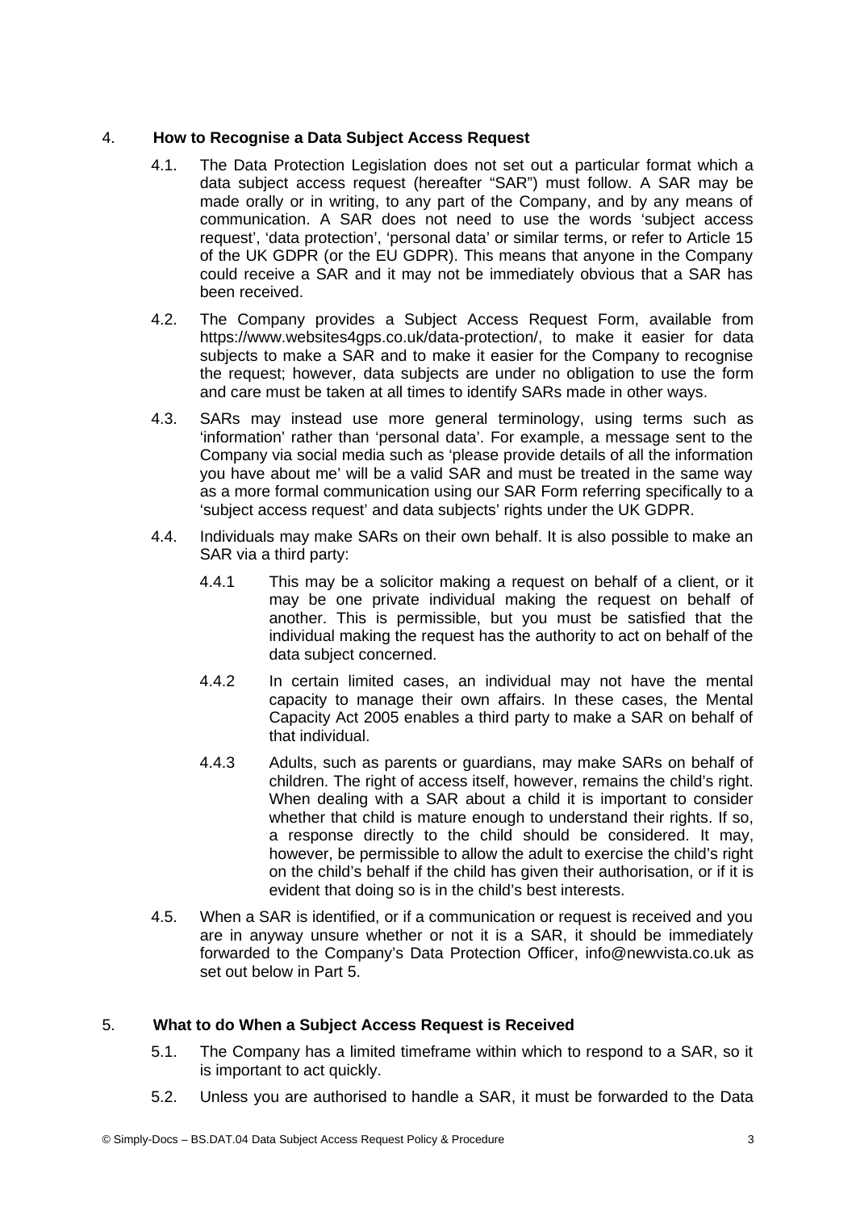## 4. How to Recognise a Data Subject Access Request

4.1. The Data Protection Legislation does not set out a particular format which a data subject access request (hereafter "SAR") must follow. A SAR may be made orally or in writing, to any part of the Company, and by any means of communication. A SAR does not need to use the words 'subject access request', 'data protection', 'personal data' or similar terms, or refer to Article 15 of the UK GDPR (or the EU GDPR). This means that anyone in the Company could receive a SAR and it may not be immediately obvious that a SAR has been received.

4.2. The Company provides a Subject Access Request Form, available from https://www.websites4gps.co.uk/data-protection/, to make it easier for data subjects to make a SAR and to make it easier for the Company to recognise the request; however, data subjects are under no obligation to use the form and care must be taken at all times to identify SARs made in other ways.

4.3. SARs may instead use more general terminology, using terms such as 'information' rather than 'personal data'. For example, a message sent to the Company via social media such as 'please provide details of all the information you have about me' will be a valid SAR and must be treated in the same way as a more formal communication using our SAR Form referring specifically to a 'subject access request' and data subjects' rights under the UK GDPR.

4.4. Individuals may make SARs on their own behalf. It is also possible to make an SAR via a third party:

4.4.1 This may be a solicitor making a request on behalf of a client, or it may be one private individual making the request on behalf of another. This is permissible, but you must be satisfied that the individual making the request has the authority to act on behalf of the data subject concerned.

4.4.2 In certain limited cases, an individual may not have the mental capacity to manage their own affairs. In these cases, the Mental Capacity Act 2005 enables a third party to make a SAR on behalf of that individual.

4.4.3 Adults, such as parents or guardians, may make SARs on behalf of children. The right of access itself, however, remains the child's right. When dealing with a SAR about a child it is important to consider whether that child is mature enough to understand their rights. If so, a response directly to the child should be considered. It may, however, be permissible to allow the adult to exercise the child's right on the child's behalf if the child has given their authorisation, or if it is evident that doing so is in the child's best interests.

4.5. When a SAR is identified, or if a communication or request is received and you are in anyway unsure whether or not it is a SAR, it should be immediately forwarded to the Company's Data Protection Officer, info@newvista.co.uk as set out below in Part 5.

## 5. What to do When a Subject Access Request is Received

5.1. The Company has a limited timeframe within which to respond to a SAR, so it is important to act quickly.

5.2. Unless you are authorised to handle a SAR, it must be forwarded to the Data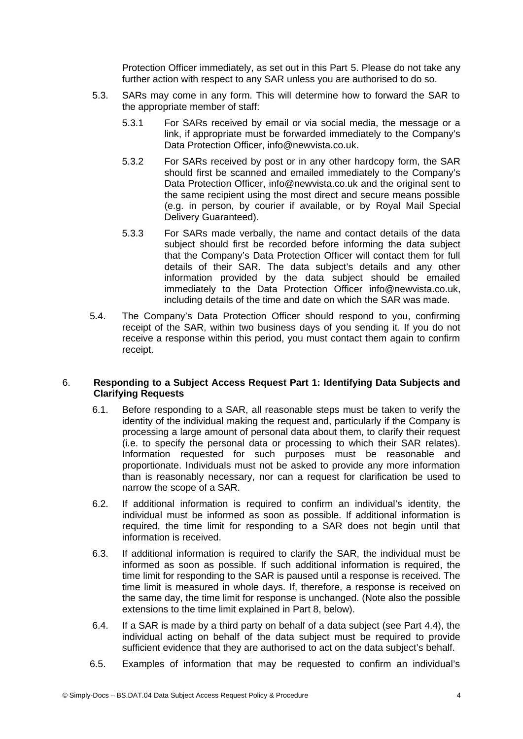Protection Officer immediately, as set out in this Part 5. Please do not take any further action with respect to any SAR unless you are authorised to do so.

5.3. SARs may come in any form. This will determine how to forward the SAR to the appropriate member of staff:

5.3.1 For SARs received by email or via social media, the message or a link, if appropriate must be forwarded immediately to the Company's Data Protection Officer, info@newvista.co.uk.

5.3.2 For SARs received by post or in any other hardcopy form, the SAR should first be scanned and emailed immediately to the Company's Data Protection Officer, info@newvista.co.uk and the original sent to the same recipient using the most direct and secure means possible (e.g. in person, by courier if available, or by Royal Mail Special Delivery Guaranteed).

5.3.3 For SARs made verbally, the name and contact details of the data subject should first be recorded before informing the data subject that the Company's Data Protection Officer will contact them for full details of their SAR. The data subject's details and any other information provided by the data subject should be emailed immediately to the Data Protection Officer info@newvista.co.uk, including details of the time and date on which the SAR was made.

5.4. The Company's Data Protection Officer should respond to you, confirming receipt of the SAR, within two business days of you sending it. If you do not receive a response within this period, you must contact them again to confirm receipt.

## 6. Responding to a Subject Access Request Part 1: Identifying Data Subjects and Clarifying Requests

6.1. Before responding to a SAR, all reasonable steps must be taken to verify the identity of the individual making the request and, particularly if the Company is processing a large amount of personal data about them, to clarify their request (i.e. to specify the personal data or processing to which their SAR relates). Information requested for such purposes must be reasonable and proportionate. Individuals must not be asked to provide any more information than is reasonably necessary, nor can a request for clarification be used to narrow the scope of a SAR.

6.2. If additional information is required to confirm an individual's identity, the individual must be informed as soon as possible. If additional information is required, the time limit for responding to a SAR does not begin until that information is received.

6.3. If additional information is required to clarify the SAR, the individual must be informed as soon as possible. If such additional information is required, the time limit for responding to the SAR is paused until a response is received. The time limit is measured in whole days. If, therefore, a response is received on the same day, the time limit for response is unchanged. (Note also the possible extensions to the time limit explained in Part 8, below).

6.4. If a SAR is made by a third party on behalf of a data subject (see Part 4.4), the individual acting on behalf of the data subject must be required to provide sufficient evidence that they are authorised to act on the data subject's behalf.

6.5. Examples of information that may be requested to confirm an individual's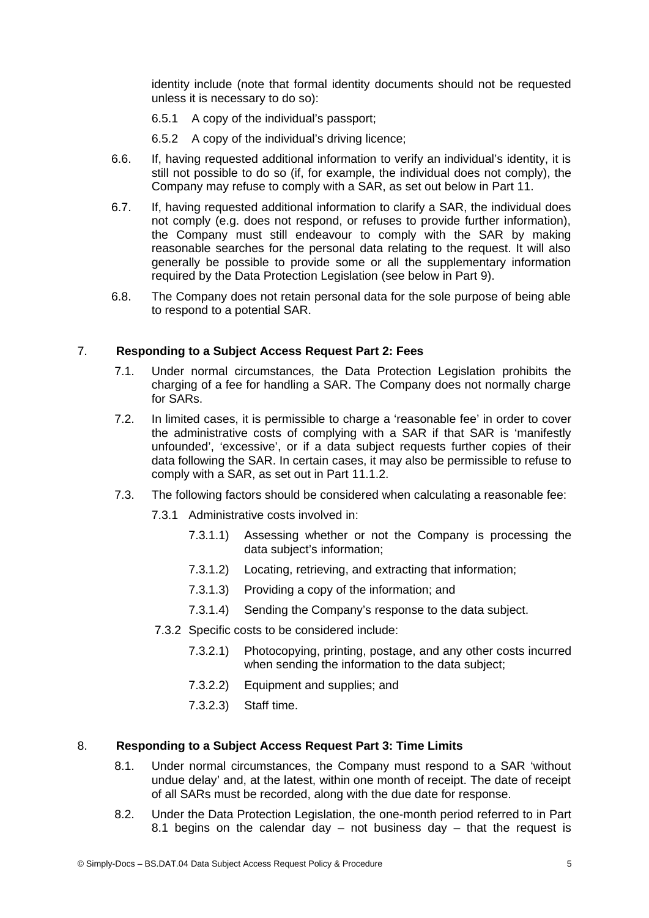identity include (note that formal identity documents should not be requested unless it is necessary to do so):

6.5.1 A copy of the individual's passport;

6.5.2 A copy of the individual's driving licence;

6.6. If, having requested additional information to verify an individual's identity, it is still not possible to do so (if, for example, the individual does not comply), the Company may refuse to comply with a SAR, as set out below in Part 11.

6.7. If, having requested additional information to clarify a SAR, the individual does not comply (e.g. does not respond, or refuses to provide further information), the Company must still endeavour to comply with the SAR by making reasonable searches for the personal data relating to the request. It will also generally be possible to provide some or all the supplementary information required by the Data Protection Legislation (see below in Part 9).

6.8. The Company does not retain personal data for the sole purpose of being able to respond to a potential SAR.

## 7. **Responding to a Subject Access Request Part 2: Fees**

7.1. Under normal circumstances, the Data Protection Legislation prohibits the charging of a fee for handling a SAR. The Company does not normally charge for SARs.

7.2. In limited cases, it is permissible to charge a 'reasonable fee' in order to cover the administrative costs of complying with a SAR if that SAR is 'manifestly unfounded', 'excessive', or if a data subject requests further copies of their data following the SAR. In certain cases, it may also be permissible to refuse to comply with a SAR, as set out in Part 11.1.2.

7.3. The following factors should be considered when calculating a reasonable fee:

7.3.1 Administrative costs involved in:

7.3.1.1) Assessing whether or not the Company is processing the data subject's information;

7.3.1.2) Locating, retrieving, and extracting that information;

7.3.1.3) Providing a copy of the information; and

7.3.1.4) Sending the Company's response to the data subject.

7.3.2 Specific costs to be considered include:

7.3.2.1) Photocopying, printing, postage, and any other costs incurred when sending the information to the data subject;

7.3.2.2) Equipment and supplies; and

7.3.2.3) Staff time.

## 8. **Responding to a Subject Access Request Part 3: Time Limits**

8.1. Under normal circumstances, the Company must respond to a SAR 'without undue delay' and, at the latest, within one month of receipt. The date of receipt of all SARs must be recorded, along with the due date for response.

8.2. Under the Data Protection Legislation, the one-month period referred to in Part 8.1 begins on the calendar day – not business day – that the request is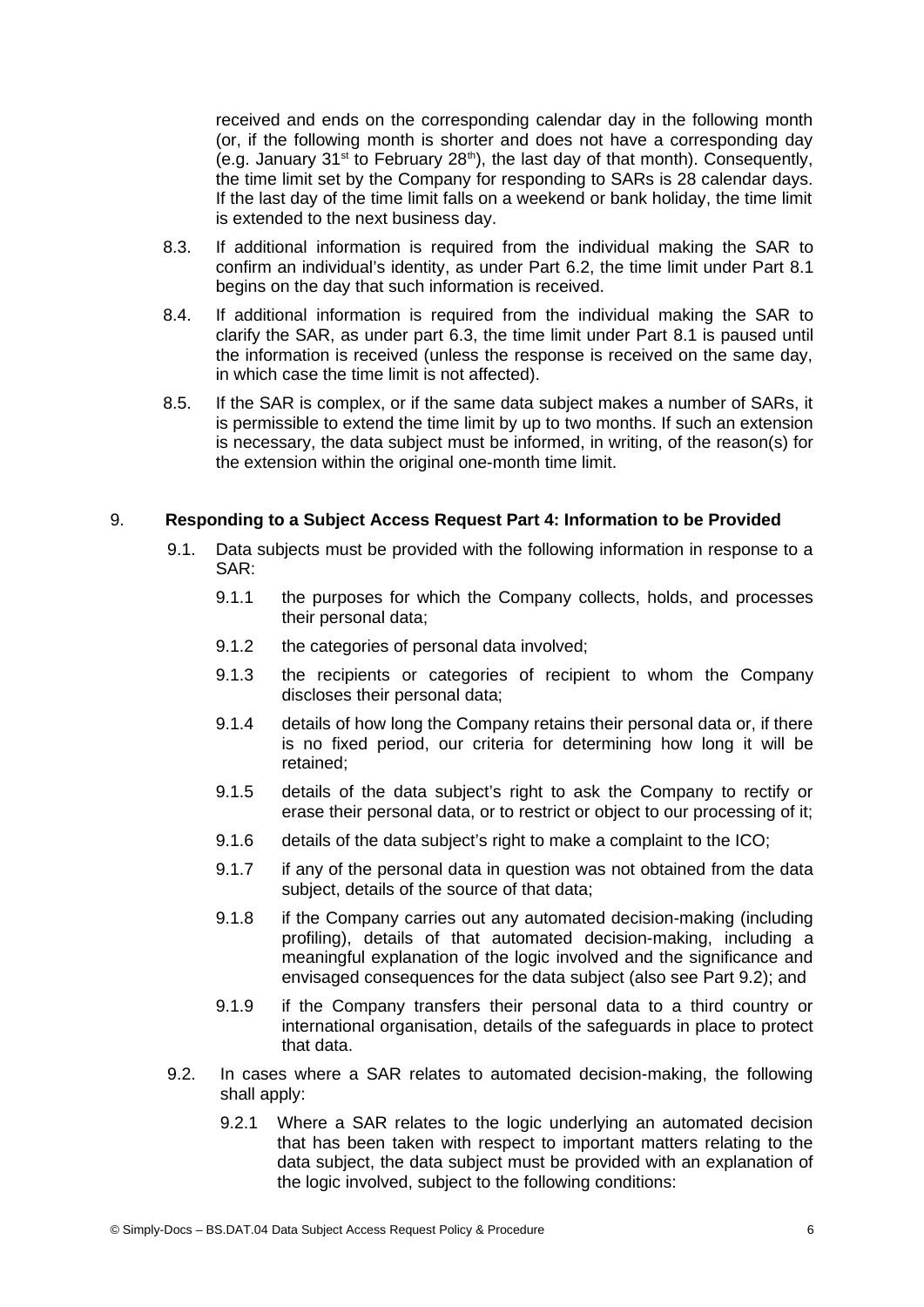received and ends on the corresponding calendar day in the following month (or, if the following month is shorter and does not have a corresponding day (e.g. January 31st to February 28th), the last day of that month). Consequently, the time limit set by the Company for responding to SARs is 28 calendar days. If the last day of the time limit falls on a weekend or bank holiday, the time limit is extended to the next business day.

8.3. If additional information is required from the individual making the SAR to confirm an individual's identity, as under Part 6.2, the time limit under Part 8.1 begins on the day that such information is received.

8.4. If additional information is required from the individual making the SAR to clarify the SAR, as under part 6.3, the time limit under Part 8.1 is paused until the information is received (unless the response is received on the same day, in which case the time limit is not affected).

8.5. If the SAR is complex, or if the same data subject makes a number of SARs, it is permissible to extend the time limit by up to two months. If such an extension is necessary, the data subject must be informed, in writing, of the reason(s) for the extension within the original one-month time limit.

## 9. Responding to a Subject Access Request Part 4: Information to be Provided

9.1. Data subjects must be provided with the following information in response to a SAR:

9.1.1 the purposes for which the Company collects, holds, and processes their personal data;

9.1.2 the categories of personal data involved;

9.1.3 the recipients or categories of recipient to whom the Company discloses their personal data;

9.1.4 details of how long the Company retains their personal data or, if there is no fixed period, our criteria for determining how long it will be retained;

9.1.5 details of the data subject's right to ask the Company to rectify or erase their personal data, or to restrict or object to our processing of it;

9.1.6 details of the data subject's right to make a complaint to the ICO;

9.1.7 if any of the personal data in question was not obtained from the data subject, details of the source of that data;

9.1.8 if the Company carries out any automated decision-making (including profiling), details of that automated decision-making, including a meaningful explanation of the logic involved and the significance and envisaged consequences for the data subject (also see Part 9.2); and

9.1.9 if the Company transfers their personal data to a third country or international organisation, details of the safeguards in place to protect that data.

9.2. In cases where a SAR relates to automated decision-making, the following shall apply:

9.2.1 Where a SAR relates to the logic underlying an automated decision that has been taken with respect to important matters relating to the data subject, the data subject must be provided with an explanation of the logic involved, subject to the following conditions: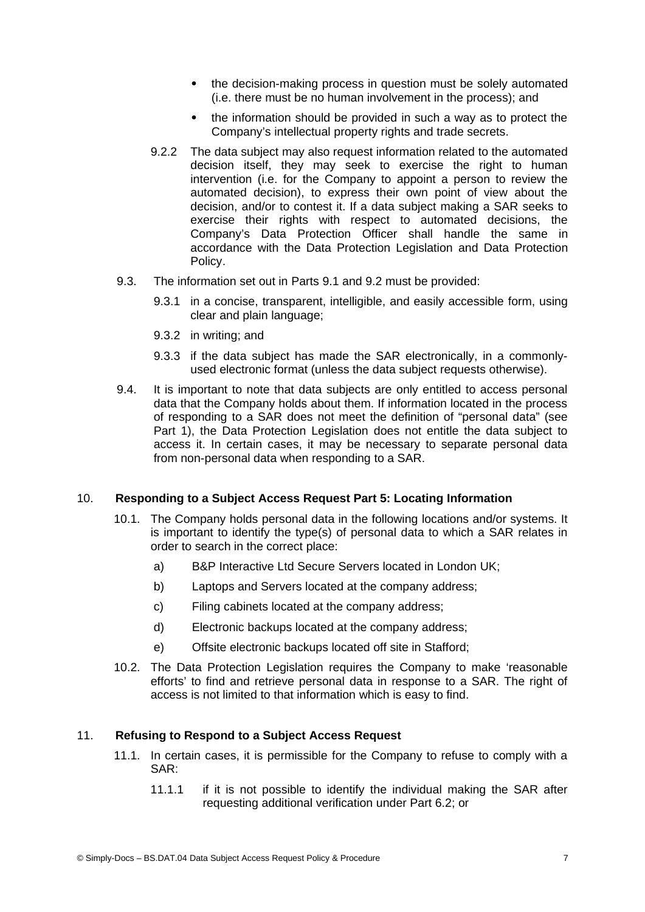- the decision-making process in question must be solely automated (i.e. there must be no human involvement in the process); and
- the information should be provided in such a way as to protect the Company's intellectual property rights and trade secrets.

9.2.2 The data subject may also request information related to the automated decision itself, they may seek to exercise the right to human intervention (i.e. for the Company to appoint a person to review the automated decision), to express their own point of view about the decision, and/or to contest it. If a data subject making a SAR seeks to exercise their rights with respect to automated decisions, the Company's Data Protection Officer shall handle the same in accordance with the Data Protection Legislation and Data Protection Policy.

9.3. The information set out in Parts 9.1 and 9.2 must be provided:

9.3.1 in a concise, transparent, intelligible, and easily accessible form, using clear and plain language;

9.3.2 in writing; and

9.3.3 if the data subject has made the SAR electronically, in a commonly-used electronic format (unless the data subject requests otherwise).

9.4. It is important to note that data subjects are only entitled to access personal data that the Company holds about them. If information located in the process of responding to a SAR does not meet the definition of "personal data" (see Part 1), the Data Protection Legislation does not entitle the data subject to access it. In certain cases, it may be necessary to separate personal data from non-personal data when responding to a SAR.

## 10. Responding to a Subject Access Request Part 5: Locating Information

10.1. The Company holds personal data in the following locations and/or systems. It is important to identify the type(s) of personal data to which a SAR relates in order to search in the correct place:

a) B&P Interactive Ltd Secure Servers located in London UK;

b) Laptops and Servers located at the company address;

c) Filing cabinets located at the company address;

d) Electronic backups located at the company address;

e) Offsite electronic backups located off site in Stafford;

10.2. The Data Protection Legislation requires the Company to make 'reasonable efforts' to find and retrieve personal data in response to a SAR. The right of access is not limited to that information which is easy to find.

## 11. Refusing to Respond to a Subject Access Request

11.1. In certain cases, it is permissible for the Company to refuse to comply with a SAR:

11.1.1 if it is not possible to identify the individual making the SAR after requesting additional verification under Part 6.2; or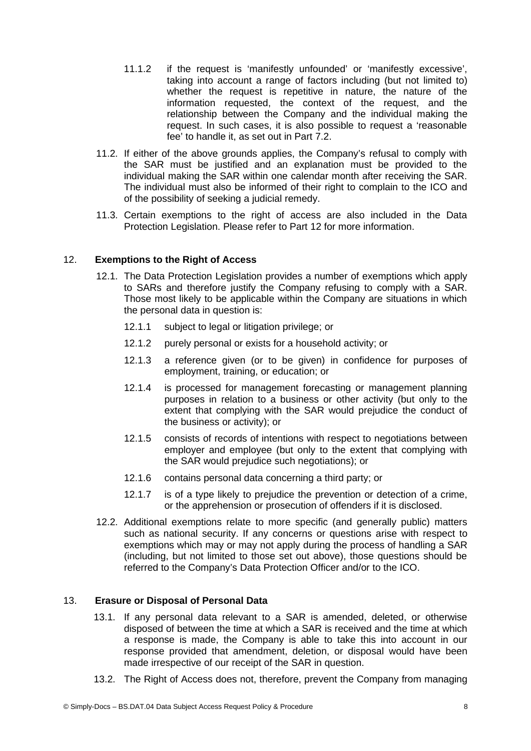11.1.2 if the request is 'manifestly unfounded' or 'manifestly excessive', taking into account a range of factors including (but not limited to) whether the request is repetitive in nature, the nature of the information requested, the context of the request, and the relationship between the Company and the individual making the request. In such cases, it is also possible to request a 'reasonable fee' to handle it, as set out in Part 7.2.

11.2. If either of the above grounds applies, the Company's refusal to comply with the SAR must be justified and an explanation must be provided to the individual making the SAR within one calendar month after receiving the SAR. The individual must also be informed of their right to complain to the ICO and of the possibility of seeking a judicial remedy.

11.3. Certain exemptions to the right of access are also included in the Data Protection Legislation. Please refer to Part 12 for more information.

## 12. **Exemptions to the Right of Access**

12.1. The Data Protection Legislation provides a number of exemptions which apply to SARs and therefore justify the Company refusing to comply with a SAR. Those most likely to be applicable within the Company are situations in which the personal data in question is:

12.1.1 subject to legal or litigation privilege; or

12.1.2 purely personal or exists for a household activity; or

12.1.3 a reference given (or to be given) in confidence for purposes of employment, training, or education; or

12.1.4 is processed for management forecasting or management planning purposes in relation to a business or other activity (but only to the extent that complying with the SAR would prejudice the conduct of the business or activity); or

12.1.5 consists of records of intentions with respect to negotiations between employer and employee (but only to the extent that complying with the SAR would prejudice such negotiations); or

12.1.6 contains personal data concerning a third party; or

12.1.7 is of a type likely to prejudice the prevention or detection of a crime, or the apprehension or prosecution of offenders if it is disclosed.

12.2. Additional exemptions relate to more specific (and generally public) matters such as national security. If any concerns or questions arise with respect to exemptions which may or may not apply during the process of handling a SAR (including, but not limited to those set out above), those questions should be referred to the Company's Data Protection Officer and/or to the ICO.

## 13. **Erasure or Disposal of Personal Data**

13.1. If any personal data relevant to a SAR is amended, deleted, or otherwise disposed of between the time at which a SAR is received and the time at which a response is made, the Company is able to take this into account in our response provided that amendment, deletion, or disposal would have been made irrespective of our receipt of the SAR in question.

13.2. The Right of Access does not, therefore, prevent the Company from managing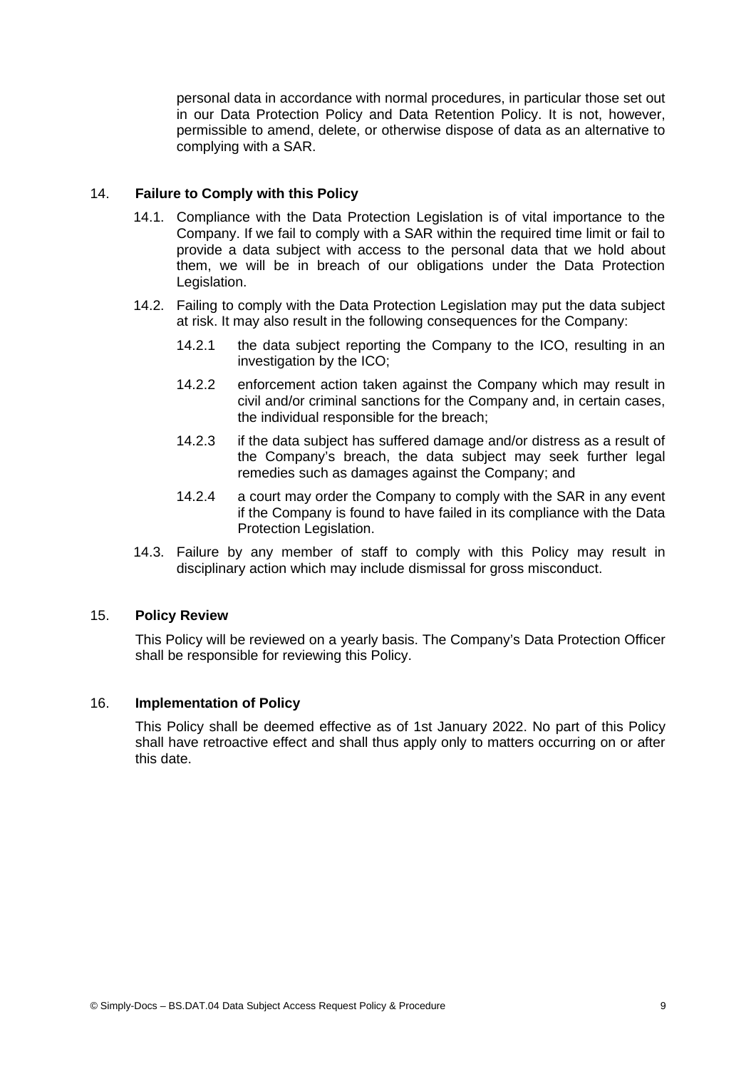personal data in accordance with normal procedures, in particular those set out in our Data Protection Policy and Data Retention Policy. It is not, however, permissible to amend, delete, or otherwise dispose of data as an alternative to complying with a SAR.

## 14. Failure to Comply with this Policy

14.1. Compliance with the Data Protection Legislation is of vital importance to the Company. If we fail to comply with a SAR within the required time limit or fail to provide a data subject with access to the personal data that we hold about them, we will be in breach of our obligations under the Data Protection Legislation.

14.2. Failing to comply with the Data Protection Legislation may put the data subject at risk. It may also result in the following consequences for the Company:

14.2.1 the data subject reporting the Company to the ICO, resulting in an investigation by the ICO;

14.2.2 enforcement action taken against the Company which may result in civil and/or criminal sanctions for the Company and, in certain cases, the individual responsible for the breach;

14.2.3 if the data subject has suffered damage and/or distress as a result of the Company's breach, the data subject may seek further legal remedies such as damages against the Company; and

14.2.4 a court may order the Company to comply with the SAR in any event if the Company is found to have failed in its compliance with the Data Protection Legislation.

14.3. Failure by any member of staff to comply with this Policy may result in disciplinary action which may include dismissal for gross misconduct.

## 15. Policy Review

This Policy will be reviewed on a yearly basis. The Company's Data Protection Officer shall be responsible for reviewing this Policy.

## 16. Implementation of Policy

This Policy shall be deemed effective as of 1st January 2022. No part of this Policy shall have retroactive effect and shall thus apply only to matters occurring on or after this date.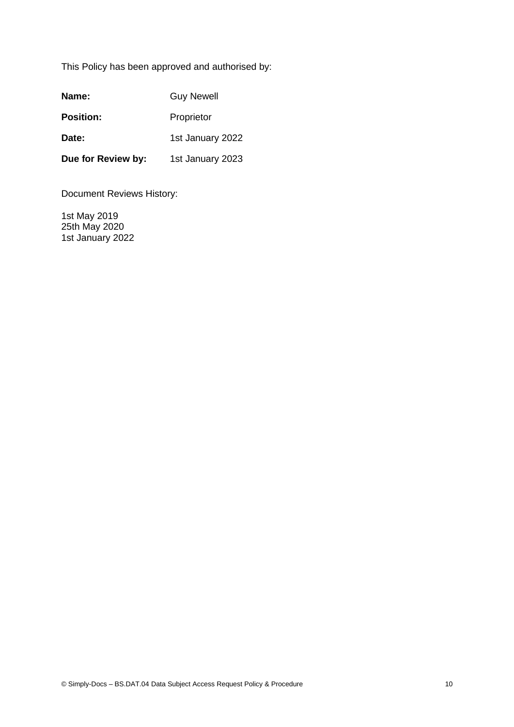This Policy has been approved and authorised by:

| | |
|---|---|
| **Name:** | Guy Newell |
| **Position:** | Proprietor |
| **Date:** | 1st January 2022 |
| **Due for Review by:** | 1st January 2023 |

Document Reviews History:

1st May 2019
25th May 2020
1st January 2022